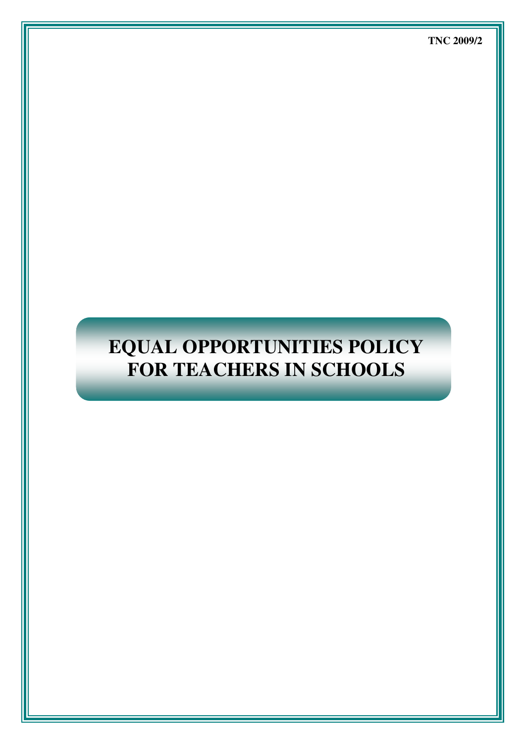TNC 2009/2

# EQUAL OPPORTUNITIES POLICY FOR TEACHERS IN SCHOOLS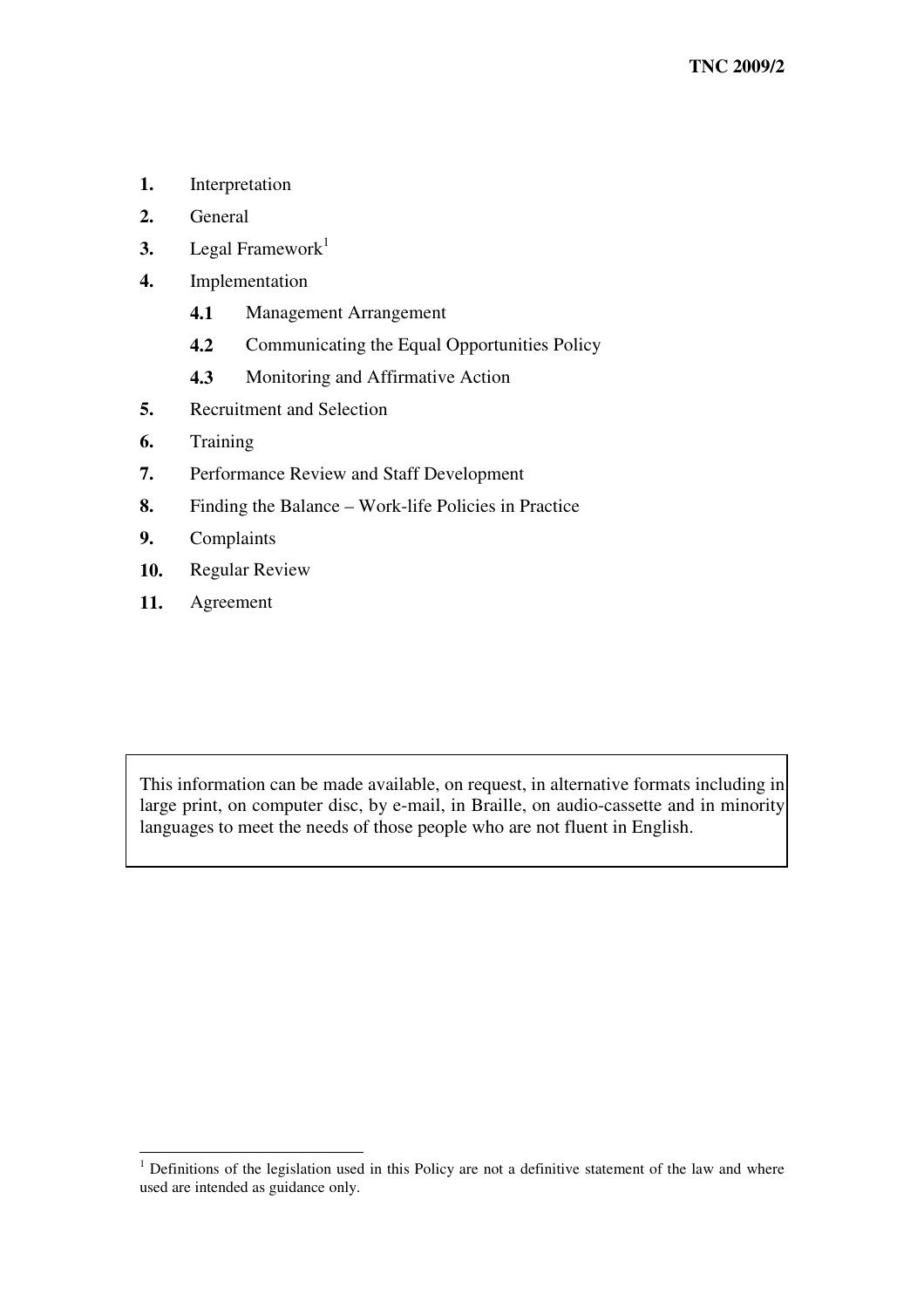1. Interpretation
2. General
3. Legal Framework[1]
4. Implementation
    - 4.1 Management Arrangement
    - 4.2 Communicating the Equal Opportunities Policy
    - 4.3 Monitoring and Affirmative Action
5. Recruitment and Selection
6. Training
7. Performance Review and Staff Development
8. Finding the Balance – Work-life Policies in Practice
9. Complaints
10. Regular Review
11. Agreement

> This information can be made available, on request, in alternative formats including in large print, on computer disc, by e-mail, in Braille, on audio-cassette and in minority languages to meet the needs of those people who are not fluent in English.

---

[1] Definitions of the legislation used in this Policy are not a definitive statement of the law and where used are intended as guidance only.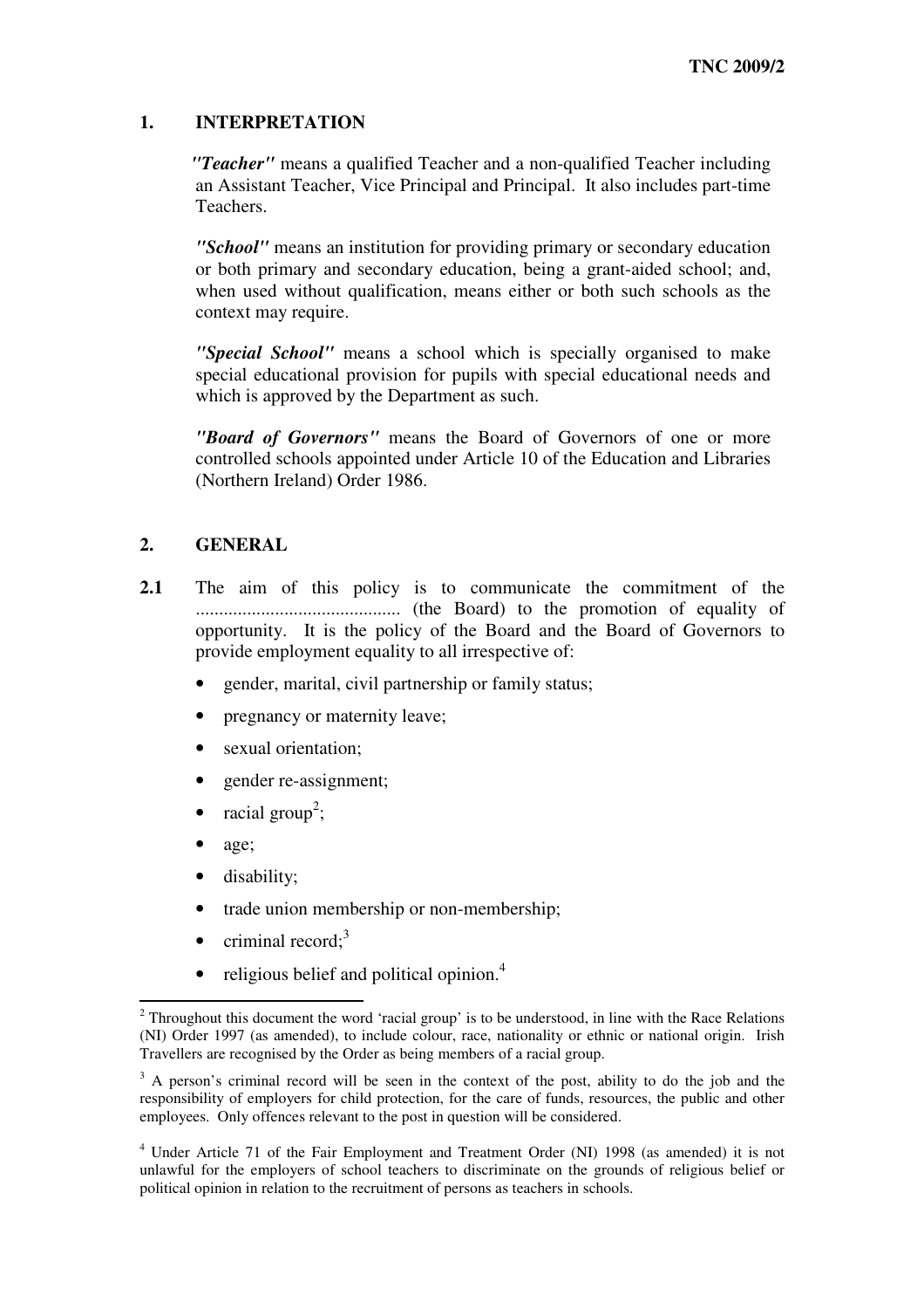## 1. INTERPRETATION

***"Teacher"*** means a qualified Teacher and a non-qualified Teacher including an Assistant Teacher, Vice Principal and Principal. It also includes part-time Teachers.

***"School"*** means an institution for providing primary or secondary education or both primary and secondary education, being a grant-aided school; and, when used without qualification, means either or both such schools as the context may require.

***"Special School"*** means a school which is specially organised to make special educational provision for pupils with special educational needs and which is approved by the Department as such.

***"Board of Governors"*** means the Board of Governors of one or more controlled schools appointed under Article 10 of the Education and Libraries (Northern Ireland) Order 1986.

## 2. GENERAL

**2.1** The aim of this policy is to communicate the commitment of the ........................................... (the Board) to the promotion of equality of opportunity. It is the policy of the Board and the Board of Governors to provide employment equality to all irrespective of:

- gender, marital, civil partnership or family status;
- pregnancy or maternity leave;
- sexual orientation;
- gender re-assignment;
- racial group[2];
- age;
- disability;
- trade union membership or non-membership;
- criminal record;[3]
- religious belief and political opinion.[4]

---

[2] Throughout this document the word 'racial group' is to be understood, in line with the Race Relations (NI) Order 1997 (as amended), to include colour, race, nationality or ethnic or national origin. Irish Travellers are recognised by the Order as being members of a racial group.

[3] A person's criminal record will be seen in the context of the post, ability to do the job and the responsibility of employers for child protection, for the care of funds, resources, the public and other employees. Only offences relevant to the post in question will be considered.

[4] Under Article 71 of the Fair Employment and Treatment Order (NI) 1998 (as amended) it is not unlawful for the employers of school teachers to discriminate on the grounds of religious belief or political opinion in relation to the recruitment of persons as teachers in schools.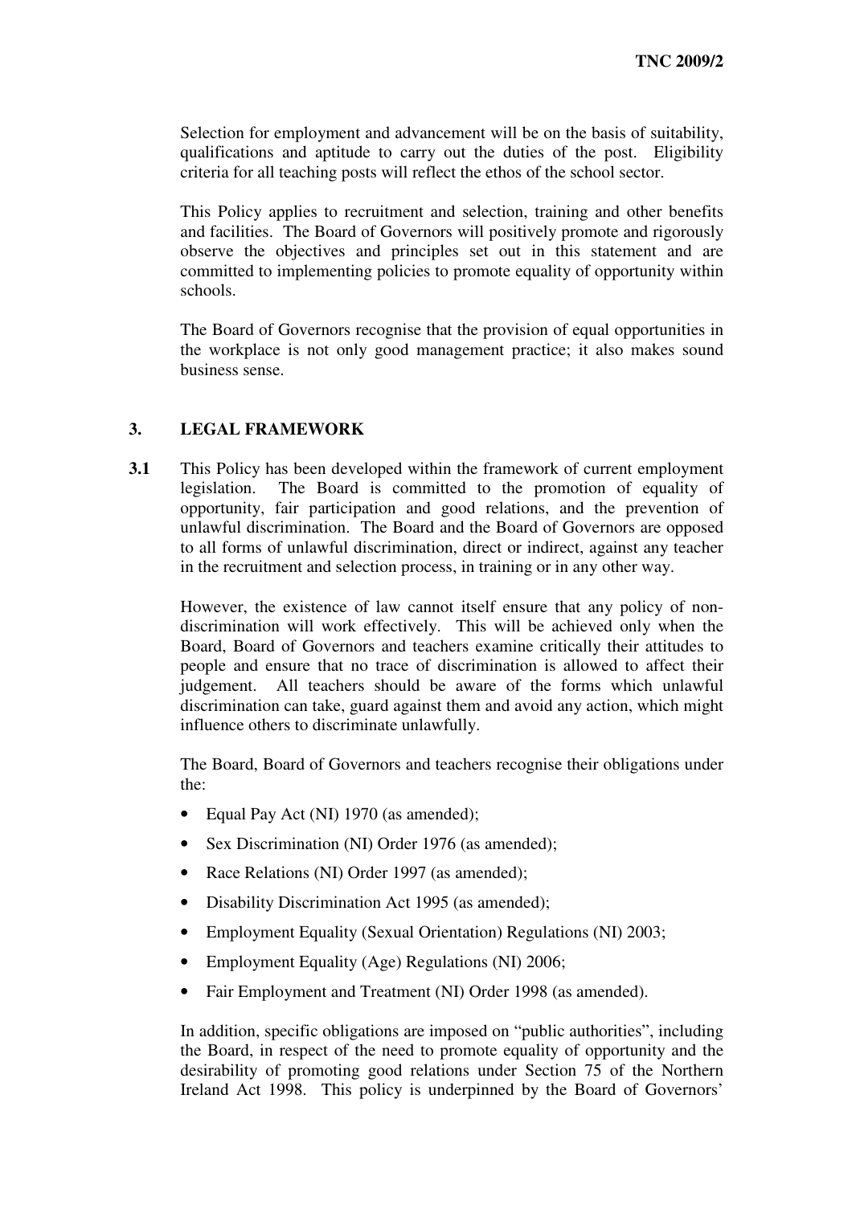Selection for employment and advancement will be on the basis of suitability, qualifications and aptitude to carry out the duties of the post. Eligibility criteria for all teaching posts will reflect the ethos of the school sector.

This Policy applies to recruitment and selection, training and other benefits and facilities. The Board of Governors will positively promote and rigorously observe the objectives and principles set out in this statement and are committed to implementing policies to promote equality of opportunity within schools.

The Board of Governors recognise that the provision of equal opportunities in the workplace is not only good management practice; it also makes sound business sense.

## 3. LEGAL FRAMEWORK

**3.1** This Policy has been developed within the framework of current employment legislation. The Board is committed to the promotion of equality of opportunity, fair participation and good relations, and the prevention of unlawful discrimination. The Board and the Board of Governors are opposed to all forms of unlawful discrimination, direct or indirect, against any teacher in the recruitment and selection process, in training or in any other way.

However, the existence of law cannot itself ensure that any policy of non-discrimination will work effectively. This will be achieved only when the Board, Board of Governors and teachers examine critically their attitudes to people and ensure that no trace of discrimination is allowed to affect their judgement. All teachers should be aware of the forms which unlawful discrimination can take, guard against them and avoid any action, which might influence others to discriminate unlawfully.

The Board, Board of Governors and teachers recognise their obligations under the:

- Equal Pay Act (NI) 1970 (as amended);
- Sex Discrimination (NI) Order 1976 (as amended);
- Race Relations (NI) Order 1997 (as amended);
- Disability Discrimination Act 1995 (as amended);
- Employment Equality (Sexual Orientation) Regulations (NI) 2003;
- Employment Equality (Age) Regulations (NI) 2006;
- Fair Employment and Treatment (NI) Order 1998 (as amended).

In addition, specific obligations are imposed on "public authorities", including the Board, in respect of the need to promote equality of opportunity and the desirability of promoting good relations under Section 75 of the Northern Ireland Act 1998. This policy is underpinned by the Board of Governors'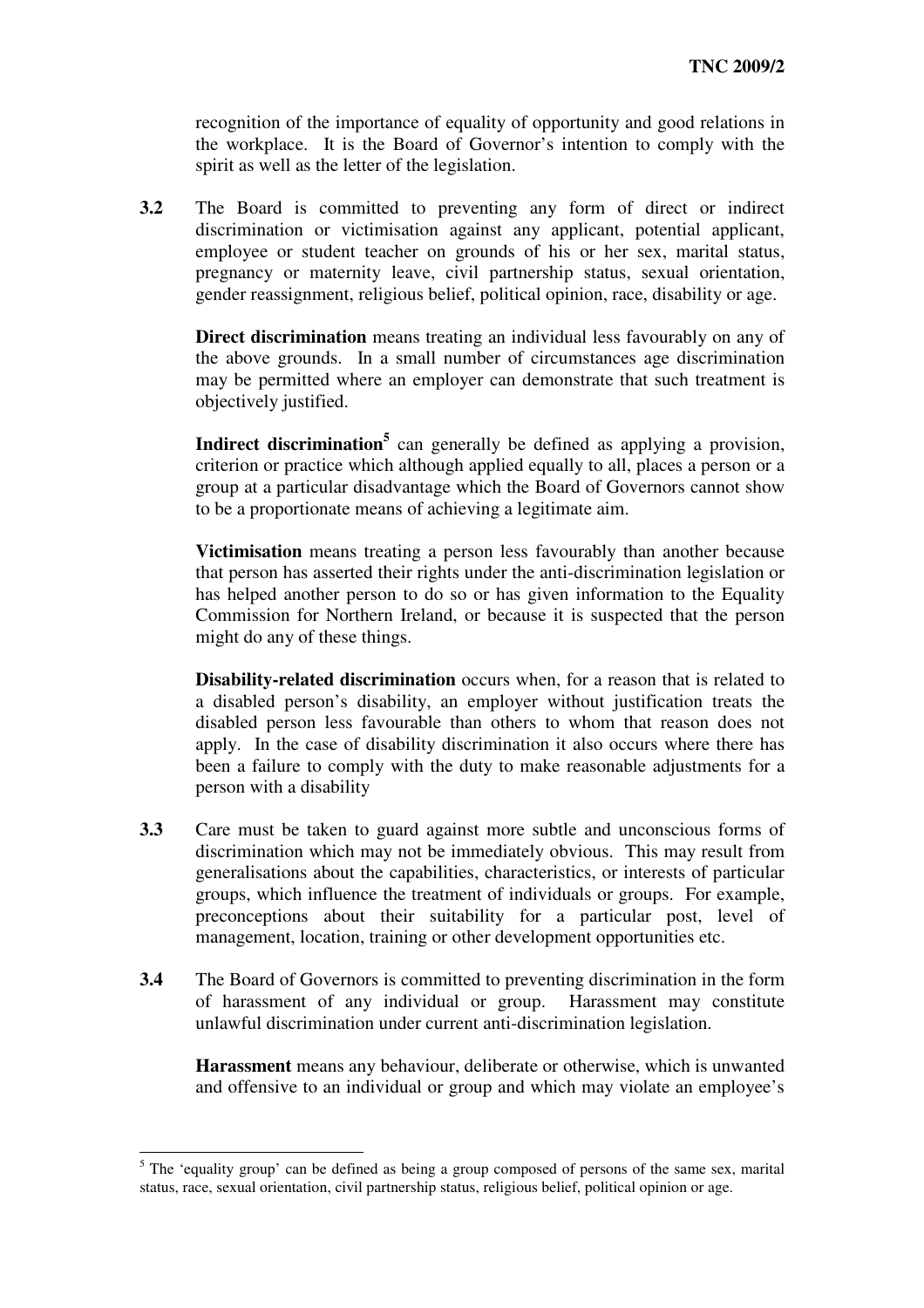recognition of the importance of equality of opportunity and good relations in the workplace. It is the Board of Governor's intention to comply with the spirit as well as the letter of the legislation.

**3.2** The Board is committed to preventing any form of direct or indirect discrimination or victimisation against any applicant, potential applicant, employee or student teacher on grounds of his or her sex, marital status, pregnancy or maternity leave, civil partnership status, sexual orientation, gender reassignment, religious belief, political opinion, race, disability or age.

**Direct discrimination** means treating an individual less favourably on any of the above grounds. In a small number of circumstances age discrimination may be permitted where an employer can demonstrate that such treatment is objectively justified.

**Indirect discrimination**[5] can generally be defined as applying a provision, criterion or practice which although applied equally to all, places a person or a group at a particular disadvantage which the Board of Governors cannot show to be a proportionate means of achieving a legitimate aim.

**Victimisation** means treating a person less favourably than another because that person has asserted their rights under the anti-discrimination legislation or has helped another person to do so or has given information to the Equality Commission for Northern Ireland, or because it is suspected that the person might do any of these things.

**Disability-related discrimination** occurs when, for a reason that is related to a disabled person's disability, an employer without justification treats the disabled person less favourable than others to whom that reason does not apply. In the case of disability discrimination it also occurs where there has been a failure to comply with the duty to make reasonable adjustments for a person with a disability

**3.3** Care must be taken to guard against more subtle and unconscious forms of discrimination which may not be immediately obvious. This may result from generalisations about the capabilities, characteristics, or interests of particular groups, which influence the treatment of individuals or groups. For example, preconceptions about their suitability for a particular post, level of management, location, training or other development opportunities etc.

**3.4** The Board of Governors is committed to preventing discrimination in the form of harassment of any individual or group. Harassment may constitute unlawful discrimination under current anti-discrimination legislation.

**Harassment** means any behaviour, deliberate or otherwise, which is unwanted and offensive to an individual or group and which may violate an employee's

---

[5] The 'equality group' can be defined as being a group composed of persons of the same sex, marital status, race, sexual orientation, civil partnership status, religious belief, political opinion or age.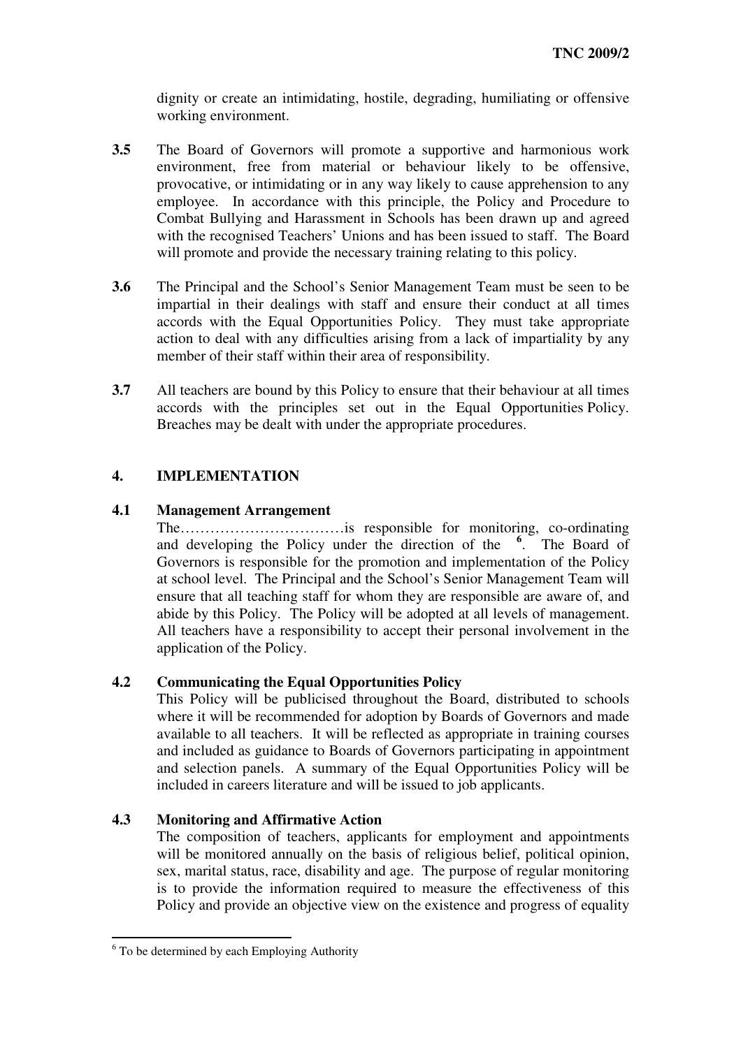dignity or create an intimidating, hostile, degrading, humiliating or offensive working environment.

**3.5** The Board of Governors will promote a supportive and harmonious work environment, free from material or behaviour likely to be offensive, provocative, or intimidating or in any way likely to cause apprehension to any employee. In accordance with this principle, the Policy and Procedure to Combat Bullying and Harassment in Schools has been drawn up and agreed with the recognised Teachers' Unions and has been issued to staff. The Board will promote and provide the necessary training relating to this policy.

**3.6** The Principal and the School's Senior Management Team must be seen to be impartial in their dealings with staff and ensure their conduct at all times accords with the Equal Opportunities Policy. They must take appropriate action to deal with any difficulties arising from a lack of impartiality by any member of their staff within their area of responsibility.

**3.7** All teachers are bound by this Policy to ensure that their behaviour at all times accords with the principles set out in the Equal Opportunities Policy. Breaches may be dealt with under the appropriate procedures.

## 4. IMPLEMENTATION

### 4.1 Management Arrangement

The……………………………is responsible for monitoring, co-ordinating and developing the Policy under the direction of the [6]. The Board of Governors is responsible for the promotion and implementation of the Policy at school level. The Principal and the School's Senior Management Team will ensure that all teaching staff for whom they are responsible are aware of, and abide by this Policy. The Policy will be adopted at all levels of management. All teachers have a responsibility to accept their personal involvement in the application of the Policy.

### 4.2 Communicating the Equal Opportunities Policy

This Policy will be publicised throughout the Board, distributed to schools where it will be recommended for adoption by Boards of Governors and made available to all teachers. It will be reflected as appropriate in training courses and included as guidance to Boards of Governors participating in appointment and selection panels. A summary of the Equal Opportunities Policy will be included in careers literature and will be issued to job applicants.

### 4.3 Monitoring and Affirmative Action

The composition of teachers, applicants for employment and appointments will be monitored annually on the basis of religious belief, political opinion, sex, marital status, race, disability and age. The purpose of regular monitoring is to provide the information required to measure the effectiveness of this Policy and provide an objective view on the existence and progress of equality

---

[6] To be determined by each Employing Authority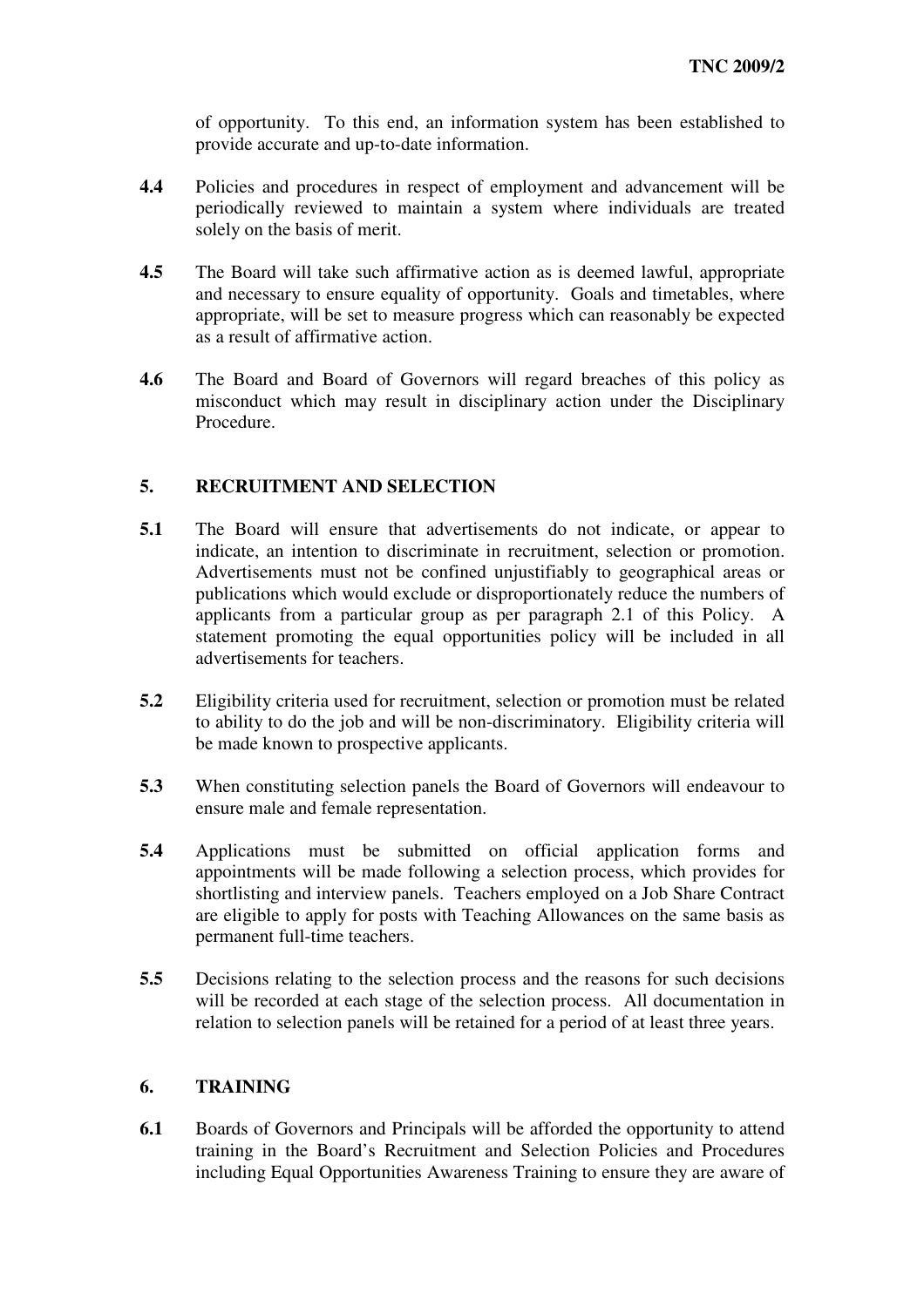of opportunity. To this end, an information system has been established to provide accurate and up-to-date information.

**4.4** Policies and procedures in respect of employment and advancement will be periodically reviewed to maintain a system where individuals are treated solely on the basis of merit.

**4.5** The Board will take such affirmative action as is deemed lawful, appropriate and necessary to ensure equality of opportunity. Goals and timetables, where appropriate, will be set to measure progress which can reasonably be expected as a result of affirmative action.

**4.6** The Board and Board of Governors will regard breaches of this policy as misconduct which may result in disciplinary action under the Disciplinary Procedure.

## 5. RECRUITMENT AND SELECTION

**5.1** The Board will ensure that advertisements do not indicate, or appear to indicate, an intention to discriminate in recruitment, selection or promotion. Advertisements must not be confined unjustifiably to geographical areas or publications which would exclude or disproportionately reduce the numbers of applicants from a particular group as per paragraph 2.1 of this Policy. A statement promoting the equal opportunities policy will be included in all advertisements for teachers.

**5.2** Eligibility criteria used for recruitment, selection or promotion must be related to ability to do the job and will be non-discriminatory. Eligibility criteria will be made known to prospective applicants.

**5.3** When constituting selection panels the Board of Governors will endeavour to ensure male and female representation.

**5.4** Applications must be submitted on official application forms and appointments will be made following a selection process, which provides for shortlisting and interview panels. Teachers employed on a Job Share Contract are eligible to apply for posts with Teaching Allowances on the same basis as permanent full-time teachers.

**5.5** Decisions relating to the selection process and the reasons for such decisions will be recorded at each stage of the selection process. All documentation in relation to selection panels will be retained for a period of at least three years.

## 6. TRAINING

**6.1** Boards of Governors and Principals will be afforded the opportunity to attend training in the Board's Recruitment and Selection Policies and Procedures including Equal Opportunities Awareness Training to ensure they are aware of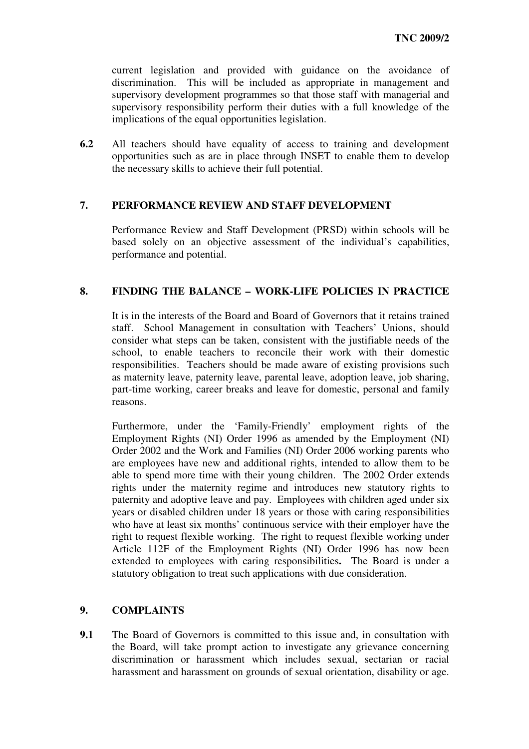current legislation and provided with guidance on the avoidance of discrimination. This will be included as appropriate in management and supervisory development programmes so that those staff with managerial and supervisory responsibility perform their duties with a full knowledge of the implications of the equal opportunities legislation.

**6.2** All teachers should have equality of access to training and development opportunities such as are in place through INSET to enable them to develop the necessary skills to achieve their full potential.

## 7. PERFORMANCE REVIEW AND STAFF DEVELOPMENT

Performance Review and Staff Development (PRSD) within schools will be based solely on an objective assessment of the individual's capabilities, performance and potential.

## 8. FINDING THE BALANCE – WORK-LIFE POLICIES IN PRACTICE

It is in the interests of the Board and Board of Governors that it retains trained staff. School Management in consultation with Teachers' Unions, should consider what steps can be taken, consistent with the justifiable needs of the school, to enable teachers to reconcile their work with their domestic responsibilities. Teachers should be made aware of existing provisions such as maternity leave, paternity leave, parental leave, adoption leave, job sharing, part-time working, career breaks and leave for domestic, personal and family reasons.

Furthermore, under the 'Family-Friendly' employment rights of the Employment Rights (NI) Order 1996 as amended by the Employment (NI) Order 2002 and the Work and Families (NI) Order 2006 working parents who are employees have new and additional rights, intended to allow them to be able to spend more time with their young children. The 2002 Order extends rights under the maternity regime and introduces new statutory rights to paternity and adoptive leave and pay. Employees with children aged under six years or disabled children under 18 years or those with caring responsibilities who have at least six months' continuous service with their employer have the right to request flexible working. The right to request flexible working under Article 112F of the Employment Rights (NI) Order 1996 has now been extended to employees with caring responsibilities**.** The Board is under a statutory obligation to treat such applications with due consideration.

## 9. COMPLAINTS

**9.1** The Board of Governors is committed to this issue and, in consultation with the Board, will take prompt action to investigate any grievance concerning discrimination or harassment which includes sexual, sectarian or racial harassment and harassment on grounds of sexual orientation, disability or age.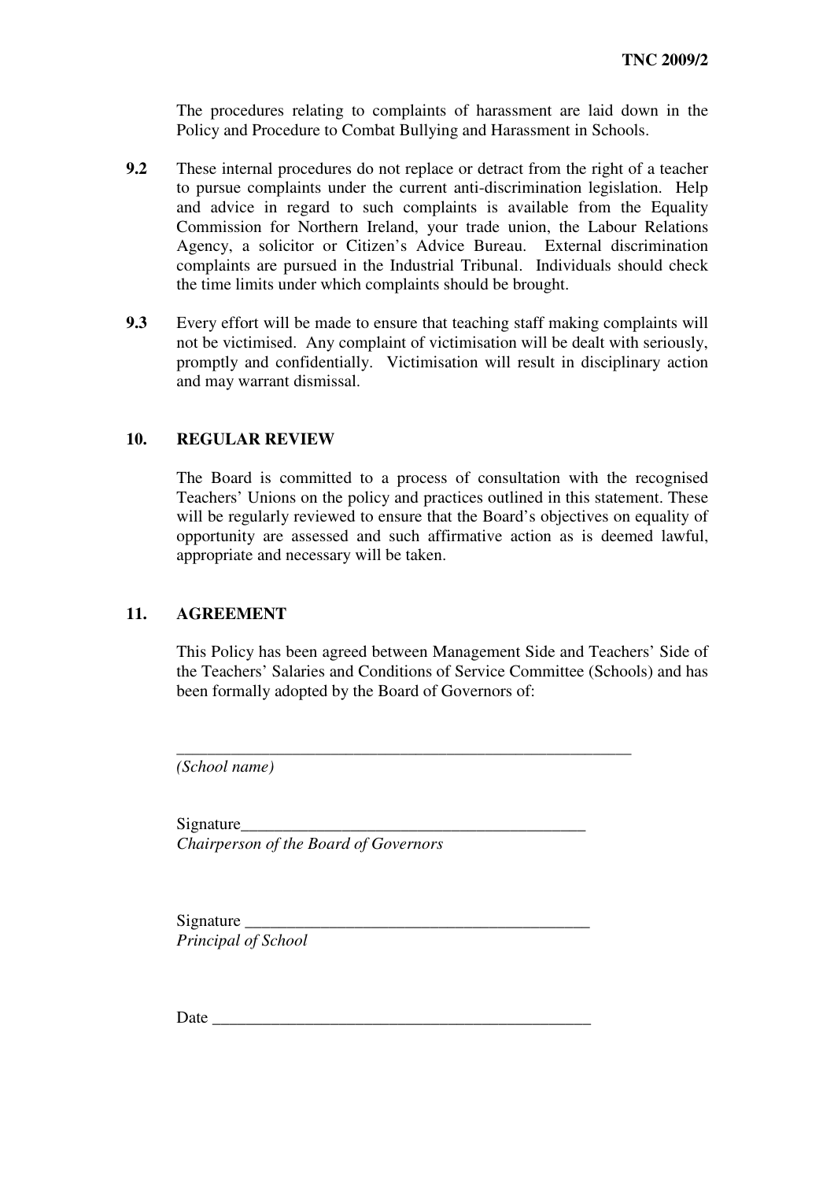The procedures relating to complaints of harassment are laid down in the Policy and Procedure to Combat Bullying and Harassment in Schools.

**9.2** These internal procedures do not replace or detract from the right of a teacher to pursue complaints under the current anti-discrimination legislation. Help and advice in regard to such complaints is available from the Equality Commission for Northern Ireland, your trade union, the Labour Relations Agency, a solicitor or Citizen's Advice Bureau. External discrimination complaints are pursued in the Industrial Tribunal. Individuals should check the time limits under which complaints should be brought.

**9.3** Every effort will be made to ensure that teaching staff making complaints will not be victimised. Any complaint of victimisation will be dealt with seriously, promptly and confidentially. Victimisation will result in disciplinary action and may warrant dismissal.

## 10. REGULAR REVIEW

The Board is committed to a process of consultation with the recognised Teachers' Unions on the policy and practices outlined in this statement. These will be regularly reviewed to ensure that the Board's objectives on equality of opportunity are assessed and such affirmative action as is deemed lawful, appropriate and necessary will be taken.

## 11. AGREEMENT

This Policy has been agreed between Management Side and Teachers' Side of the Teachers' Salaries and Conditions of Service Committee (Schools) and has been formally adopted by the Board of Governors of:

_________________________________________________________

*(School name)*

Signature__________________________________________

*Chairperson of the Board of Governors*

Signature __________________________________________

*Principal of School*

Date _____________________________________________